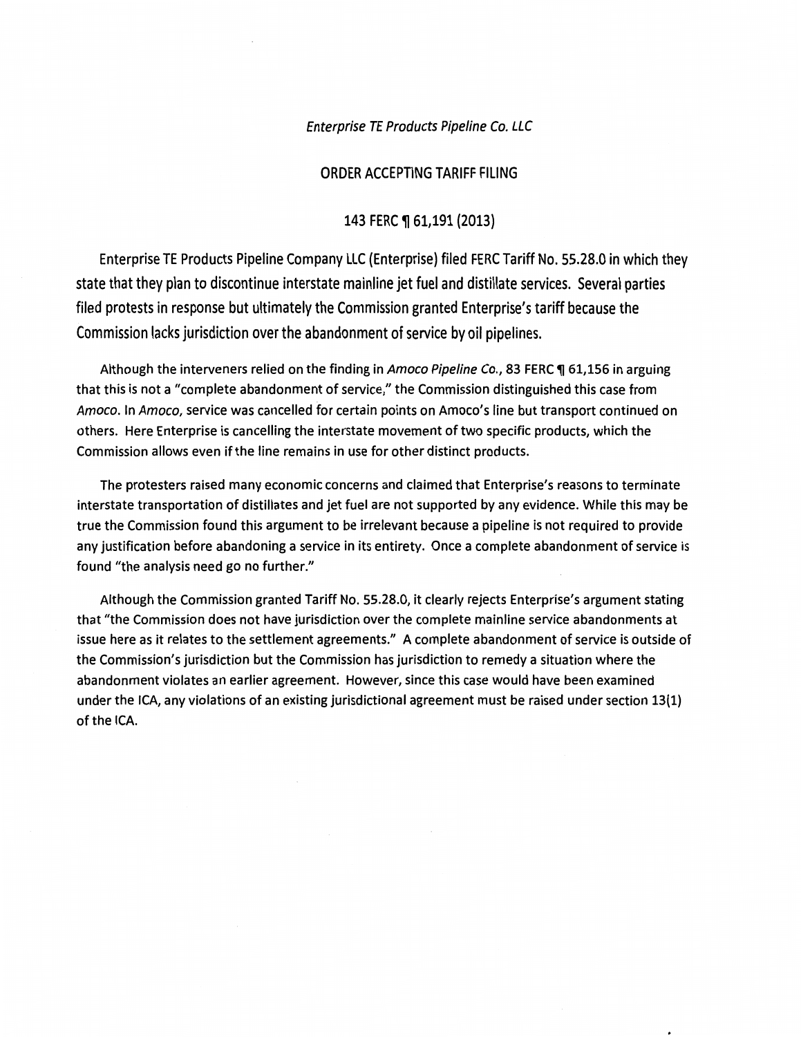*Enterprise TE Products Pipeline Co. LLC*

ORDER ACCEPTING TARIFF FILING

143 FERC ¶ 61,191 (2013)

Enterprise TE Products Pipeline Company LLC (Enterprise) filed FERC Tariff No. 55.28.0 in which they state that they plan to discontinue interstate mainline jet fuel and distillate services. Several parties filed protests in response but ultimately the Commission granted Enterprise's tariff because the Commission lacks jurisdiction over the abandonment of service by oil pipelines.

Although the interveners relied on the finding in *Amoco Pipeline Co.*, 83 FERC ¶ 61,156 in arguing that this is not a "complete abandonment of service," the Commission distinguished this case from *Amoco*. In *Amoco*, service was cancelled for certain points on Amoco's line but transport continued on others. Here Enterprise is cancelling the interstate movement of two specific products, which the Commission allows even if the line remains in use for other distinct products.

The protesters raised many economic concerns and claimed that Enterprise's reasons to terminate interstate transportation of distillates and jet fuel are not supported by any evidence. While this may be true the Commission found this argument to be irrelevant because a pipeline is not required to provide any justification before abandoning a service in its entirety. Once a complete abandonment of service is found "the analysis need go no further."

Although the Commission granted Tariff No. 55.28.0, it clearly rejects Enterprise's argument stating that "the Commission does not have jurisdiction over the complete mainline service abandonments at issue here as it relates to the settlement agreements." A complete abandonment of service is outside of the Commission's jurisdiction but the Commission has jurisdiction to remedy a situation where the abandonment violates an earlier agreement. However, since this case would have been examined under the ICA, any violations of an existing jurisdictional agreement must be raised under section 13(1) of the ICA.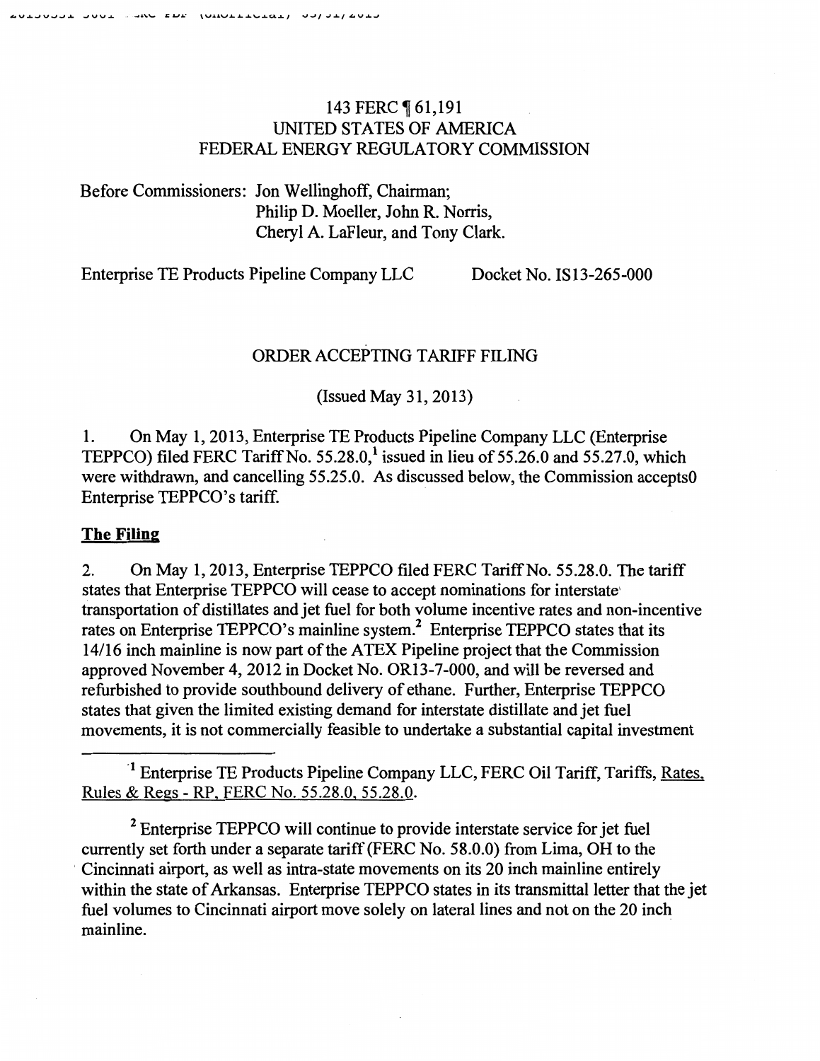143 FERC ¶ 61,191
UNITED STATES OF AMERICA
FEDERAL ENERGY REGULATORY COMMISSION

Before Commissioners: Jon Wellinghoff, Chairman;
Philip D. Moeller, John R. Norris,
Cheryl A. LaFleur, and Tony Clark.

Enterprise TE Products Pipeline Company LLC Docket No. IS13-265-000

ORDER ACCEPTING TARIFF FILING

(Issued May 31, 2013)

1. On May 1, 2013, Enterprise TE Products Pipeline Company LLC (Enterprise TEPPCO) filed FERC Tariff No. 55.28.0,[1] issued in lieu of 55.26.0 and 55.27.0, which were withdrawn, and cancelling 55.25.0. As discussed below, the Commission accepts0 Enterprise TEPPCO's tariff.

## The Filing

2. On May 1, 2013, Enterprise TEPPCO filed FERC Tariff No. 55.28.0. The tariff states that Enterprise TEPPCO will cease to accept nominations for interstate transportation of distillates and jet fuel for both volume incentive rates and non-incentive rates on Enterprise TEPPCO's mainline system.[2] Enterprise TEPPCO states that its 14/16 inch mainline is now part of the ATEX Pipeline project that the Commission approved November 4, 2012 in Docket No. OR13-7-000, and will be reversed and refurbished to provide southbound delivery of ethane. Further, Enterprise TEPPCO states that given the limited existing demand for interstate distillate and jet fuel movements, it is not commercially feasible to undertake a substantial capital investment

[1] Enterprise TE Products Pipeline Company LLC, FERC Oil Tariff, Tariffs, Rates, Rules & Regs - RP, FERC No. 55.28.0, 55.28.0.

[2] Enterprise TEPPCO will continue to provide interstate service for jet fuel currently set forth under a separate tariff (FERC No. 58.0.0) from Lima, OH to the Cincinnati airport, as well as intra-state movements on its 20 inch mainline entirely within the state of Arkansas. Enterprise TEPPCO states in its transmittal letter that the jet fuel volumes to Cincinnati airport move solely on lateral lines and not on the 20 inch mainline.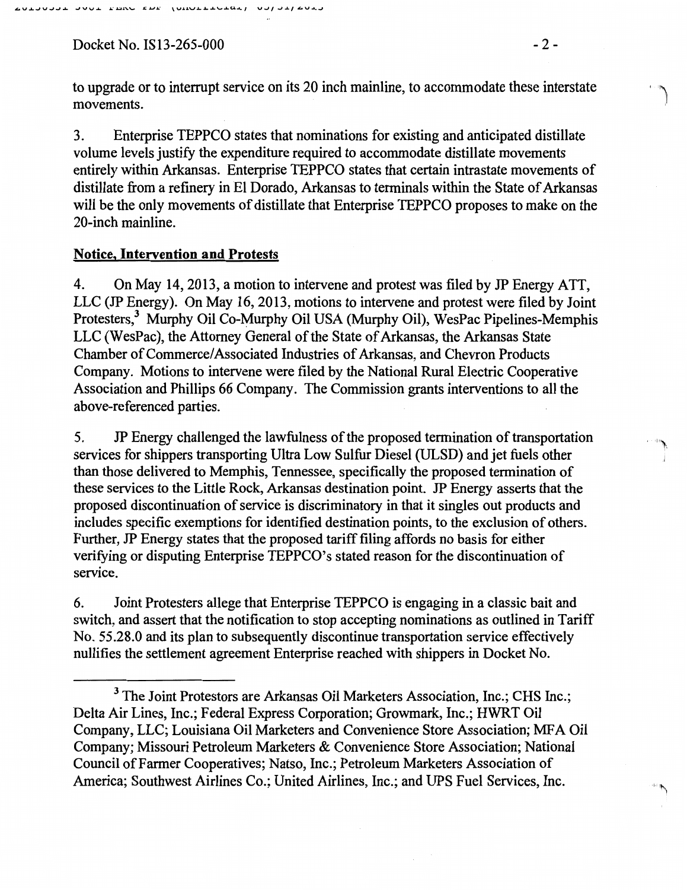to upgrade or to interrupt service on its 20 inch mainline, to accommodate these interstate movements.

3. Enterprise TEPPCO states that nominations for existing and anticipated distillate volume levels justify the expenditure required to accommodate distillate movements entirely within Arkansas. Enterprise TEPPCO states that certain intrastate movements of distillate from a refinery in El Dorado, Arkansas to terminals within the State of Arkansas will be the only movements of distillate that Enterprise TEPPCO proposes to make on the 20-inch mainline.

## Notice, Intervention and Protests

4. On May 14, 2013, a motion to intervene and protest was filed by JP Energy ATT, LLC (JP Energy). On May 16, 2013, motions to intervene and protest were filed by Joint Protesters,[3] Murphy Oil Co-Murphy Oil USA (Murphy Oil), WesPac Pipelines-Memphis LLC (WesPac), the Attorney General of the State of Arkansas, the Arkansas State Chamber of Commerce/Associated Industries of Arkansas, and Chevron Products Company. Motions to intervene were filed by the National Rural Electric Cooperative Association and Phillips 66 Company. The Commission grants interventions to all the above-referenced parties.

5. JP Energy challenged the lawfulness of the proposed termination of transportation services for shippers transporting Ultra Low Sulfur Diesel (ULSD) and jet fuels other than those delivered to Memphis, Tennessee, specifically the proposed termination of these services to the Little Rock, Arkansas destination point. JP Energy asserts that the proposed discontinuation of service is discriminatory in that it singles out products and includes specific exemptions for identified destination points, to the exclusion of others. Further, JP Energy states that the proposed tariff filing affords no basis for either verifying or disputing Enterprise TEPPCO's stated reason for the discontinuation of service.

6. Joint Protesters allege that Enterprise TEPPCO is engaging in a classic bait and switch, and assert that the notification to stop accepting nominations as outlined in Tariff No. 55.28.0 and its plan to subsequently discontinue transportation service effectively nullifies the settlement agreement Enterprise reached with shippers in Docket No.

---

[3] The Joint Protestors are Arkansas Oil Marketers Association, Inc.; CHS Inc.; Delta Air Lines, Inc.; Federal Express Corporation; Growmark, Inc.; HWRT Oil Company, LLC; Louisiana Oil Marketers and Convenience Store Association; MFA Oil Company; Missouri Petroleum Marketers & Convenience Store Association; National Council of Farmer Cooperatives; Natso, Inc.; Petroleum Marketers Association of America; Southwest Airlines Co.; United Airlines, Inc.; and UPS Fuel Services, Inc.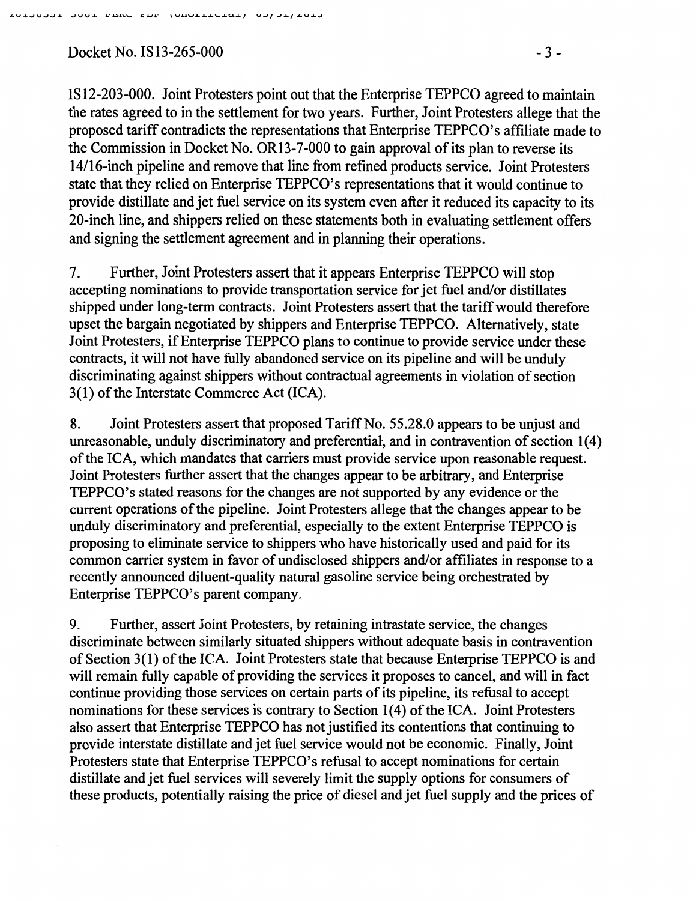IS12-203-000. Joint Protesters point out that the Enterprise TEPPCO agreed to maintain the rates agreed to in the settlement for two years. Further, Joint Protesters allege that the proposed tariff contradicts the representations that Enterprise TEPPCO's affiliate made to the Commission in Docket No. OR13-7-000 to gain approval of its plan to reverse its 14/16-inch pipeline and remove that line from refined products service. Joint Protesters state that they relied on Enterprise TEPPCO's representations that it would continue to provide distillate and jet fuel service on its system even after it reduced its capacity to its 20-inch line, and shippers relied on these statements both in evaluating settlement offers and signing the settlement agreement and in planning their operations.

7. Further, Joint Protesters assert that it appears Enterprise TEPPCO will stop accepting nominations to provide transportation service for jet fuel and/or distillates shipped under long-term contracts. Joint Protesters assert that the tariff would therefore upset the bargain negotiated by shippers and Enterprise TEPPCO. Alternatively, state Joint Protesters, if Enterprise TEPPCO plans to continue to provide service under these contracts, it will not have fully abandoned service on its pipeline and will be unduly discriminating against shippers without contractual agreements in violation of section 3(1) of the Interstate Commerce Act (ICA).

8. Joint Protesters assert that proposed Tariff No. 55.28.0 appears to be unjust and unreasonable, unduly discriminatory and preferential, and in contravention of section 1(4) of the ICA, which mandates that carriers must provide service upon reasonable request. Joint Protesters further assert that the changes appear to be arbitrary, and Enterprise TEPPCO's stated reasons for the changes are not supported by any evidence or the current operations of the pipeline. Joint Protesters allege that the changes appear to be unduly discriminatory and preferential, especially to the extent Enterprise TEPPCO is proposing to eliminate service to shippers who have historically used and paid for its common carrier system in favor of undisclosed shippers and/or affiliates in response to a recently announced diluent-quality natural gasoline service being orchestrated by Enterprise TEPPCO's parent company.

9. Further, assert Joint Protesters, by retaining intrastate service, the changes discriminate between similarly situated shippers without adequate basis in contravention of Section 3(1) of the ICA. Joint Protesters state that because Enterprise TEPPCO is and will remain fully capable of providing the services it proposes to cancel, and will in fact continue providing those services on certain parts of its pipeline, its refusal to accept nominations for these services is contrary to Section 1(4) of the ICA. Joint Protesters also assert that Enterprise TEPPCO has not justified its contentions that continuing to provide interstate distillate and jet fuel service would not be economic. Finally, Joint Protesters state that Enterprise TEPPCO's refusal to accept nominations for certain distillate and jet fuel services will severely limit the supply options for consumers of these products, potentially raising the price of diesel and jet fuel supply and the prices of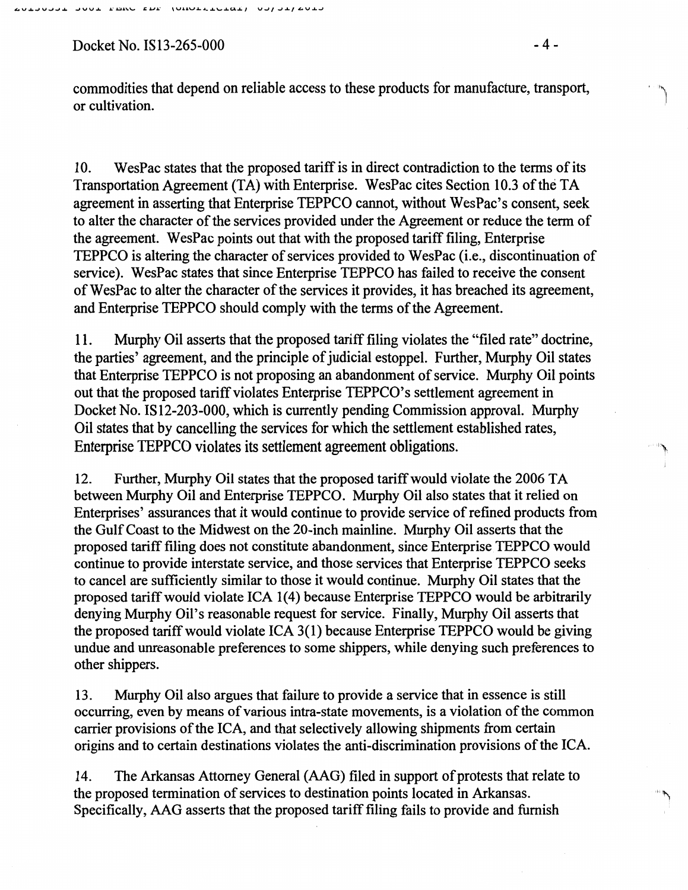commodities that depend on reliable access to these products for manufacture, transport, or cultivation.

10. WesPac states that the proposed tariff is in direct contradiction to the terms of its Transportation Agreement (TA) with Enterprise. WesPac cites Section 10.3 of the TA agreement in asserting that Enterprise TEPPCO cannot, without WesPac's consent, seek to alter the character of the services provided under the Agreement or reduce the term of the agreement. WesPac points out that with the proposed tariff filing, Enterprise TEPPCO is altering the character of services provided to WesPac (i.e., discontinuation of service). WesPac states that since Enterprise TEPPCO has failed to receive the consent of WesPac to alter the character of the services it provides, it has breached its agreement, and Enterprise TEPPCO should comply with the terms of the Agreement.

11. Murphy Oil asserts that the proposed tariff filing violates the "filed rate" doctrine, the parties' agreement, and the principle of judicial estoppel. Further, Murphy Oil states that Enterprise TEPPCO is not proposing an abandonment of service. Murphy Oil points out that the proposed tariff violates Enterprise TEPPCO's settlement agreement in Docket No. IS12-203-000, which is currently pending Commission approval. Murphy Oil states that by cancelling the services for which the settlement established rates, Enterprise TEPPCO violates its settlement agreement obligations.

12. Further, Murphy Oil states that the proposed tariff would violate the 2006 TA between Murphy Oil and Enterprise TEPPCO. Murphy Oil also states that it relied on Enterprises' assurances that it would continue to provide service of refined products from the Gulf Coast to the Midwest on the 20-inch mainline. Murphy Oil asserts that the proposed tariff filing does not constitute abandonment, since Enterprise TEPPCO would continue to provide interstate service, and those services that Enterprise TEPPCO seeks to cancel are sufficiently similar to those it would continue. Murphy Oil states that the proposed tariff would violate ICA 1(4) because Enterprise TEPPCO would be arbitrarily denying Murphy Oil's reasonable request for service. Finally, Murphy Oil asserts that the proposed tariff would violate ICA 3(1) because Enterprise TEPPCO would be giving undue and unreasonable preferences to some shippers, while denying such preferences to other shippers.

13. Murphy Oil also argues that failure to provide a service that in essence is still occurring, even by means of various intra-state movements, is a violation of the common carrier provisions of the ICA, and that selectively allowing shipments from certain origins and to certain destinations violates the anti-discrimination provisions of the ICA.

14. The Arkansas Attorney General (AAG) filed in support of protests that relate to the proposed termination of services to destination points located in Arkansas. Specifically, AAG asserts that the proposed tariff filing fails to provide and furnish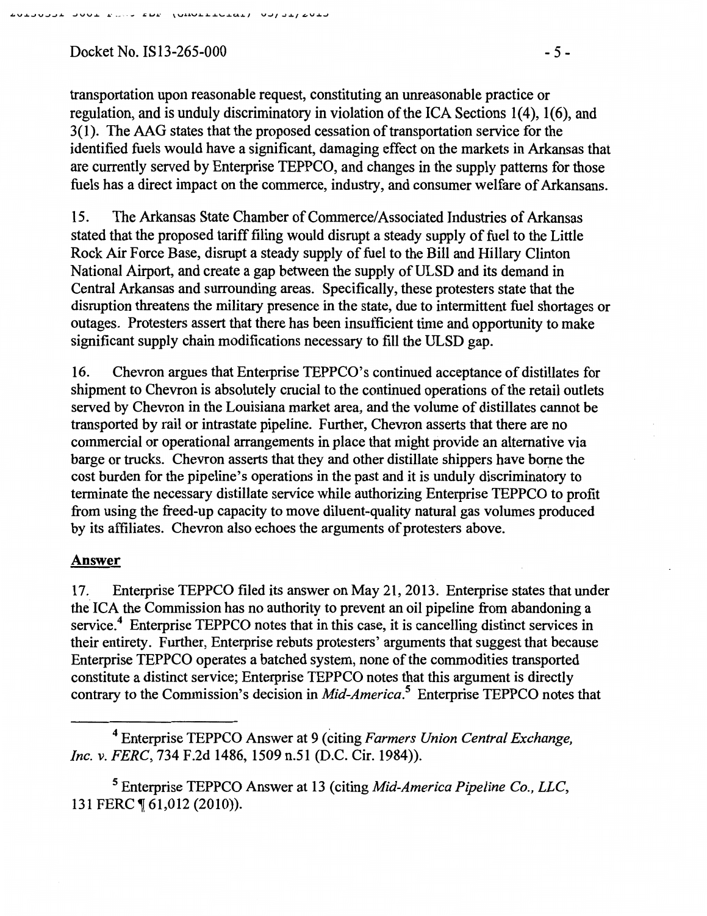transportation upon reasonable request, constituting an unreasonable practice or regulation, and is unduly discriminatory in violation of the ICA Sections 1(4), 1(6), and 3(1). The AAG states that the proposed cessation of transportation service for the identified fuels would have a significant, damaging effect on the markets in Arkansas that are currently served by Enterprise TEPPCO, and changes in the supply patterns for those fuels has a direct impact on the commerce, industry, and consumer welfare of Arkansans.

15. The Arkansas State Chamber of Commerce/Associated Industries of Arkansas stated that the proposed tariff filing would disrupt a steady supply of fuel to the Little Rock Air Force Base, disrupt a steady supply of fuel to the Bill and Hillary Clinton National Airport, and create a gap between the supply of ULSD and its demand in Central Arkansas and surrounding areas. Specifically, these protesters state that the disruption threatens the military presence in the state, due to intermittent fuel shortages or outages. Protesters assert that there has been insufficient time and opportunity to make significant supply chain modifications necessary to fill the ULSD gap.

16. Chevron argues that Enterprise TEPPCO's continued acceptance of distillates for shipment to Chevron is absolutely crucial to the continued operations of the retail outlets served by Chevron in the Louisiana market area, and the volume of distillates cannot be transported by rail or intrastate pipeline. Further, Chevron asserts that there are no commercial or operational arrangements in place that might provide an alternative via barge or trucks. Chevron asserts that they and other distillate shippers have borne the cost burden for the pipeline's operations in the past and it is unduly discriminatory to terminate the necessary distillate service while authorizing Enterprise TEPPCO to profit from using the freed-up capacity to move diluent-quality natural gas volumes produced by its affiliates. Chevron also echoes the arguments of protesters above.

## Answer

17. Enterprise TEPPCO filed its answer on May 21, 2013. Enterprise states that under the ICA the Commission has no authority to prevent an oil pipeline from abandoning a service.[4] Enterprise TEPPCO notes that in this case, it is cancelling distinct services in their entirety. Further, Enterprise rebuts protesters' arguments that suggest that because Enterprise TEPPCO operates a batched system, none of the commodities transported constitute a distinct service; Enterprise TEPPCO notes that this argument is directly contrary to the Commission's decision in *Mid-America*.[5] Enterprise TEPPCO notes that

---

[4] Enterprise TEPPCO Answer at 9 (citing *Farmers Union Central Exchange, Inc. v. FERC*, 734 F.2d 1486, 1509 n.51 (D.C. Cir. 1984)).

[5] Enterprise TEPPCO Answer at 13 (citing *Mid-America Pipeline Co., LLC*, 131 FERC ¶ 61,012 (2010)).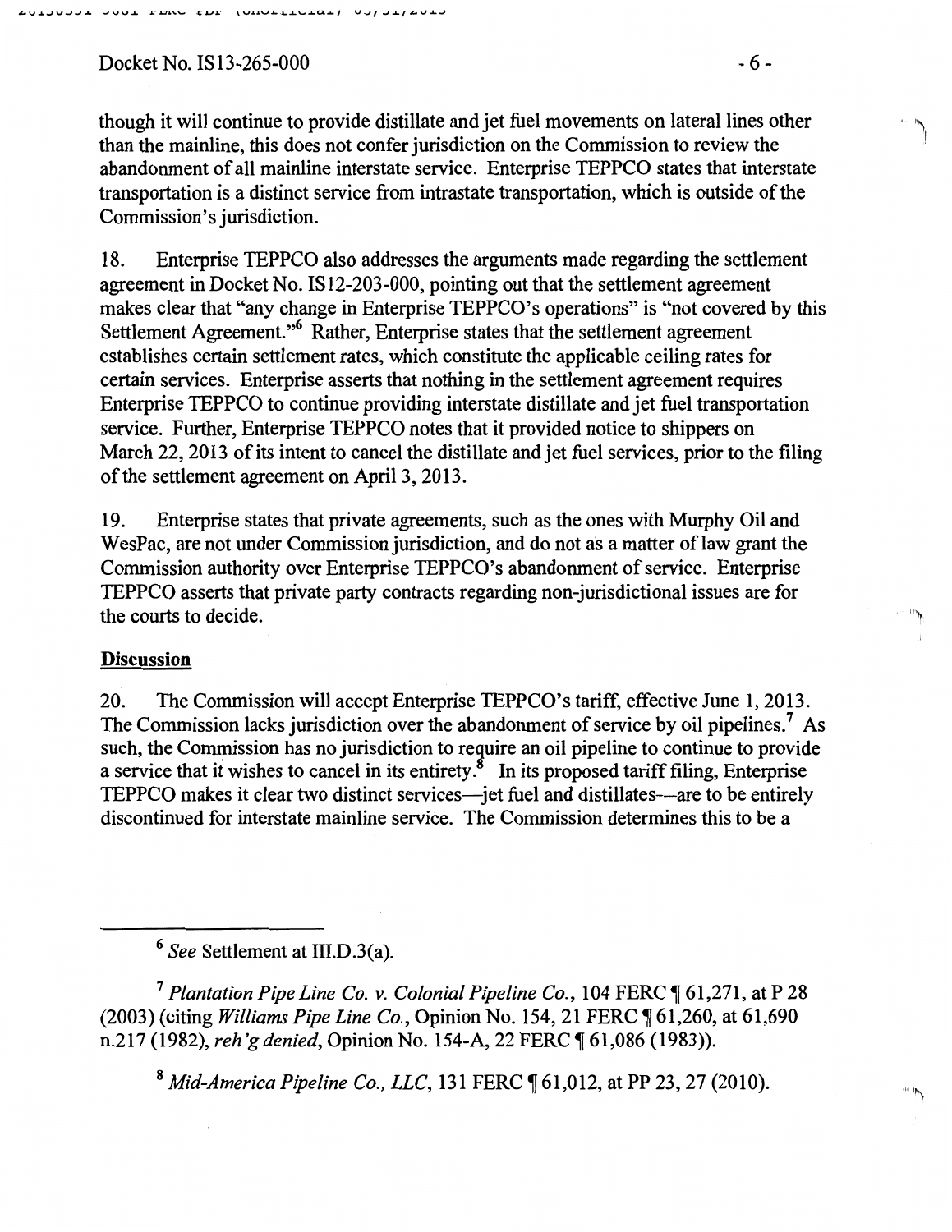though it will continue to provide distillate and jet fuel movements on lateral lines other than the mainline, this does not confer jurisdiction on the Commission to review the abandonment of all mainline interstate service. Enterprise TEPPCO states that interstate transportation is a distinct service from intrastate transportation, which is outside of the Commission's jurisdiction.

18. Enterprise TEPPCO also addresses the arguments made regarding the settlement agreement in Docket No. IS12-203-000, pointing out that the settlement agreement makes clear that "any change in Enterprise TEPPCO's operations" is "not covered by this Settlement Agreement."[6] Rather, Enterprise states that the settlement agreement establishes certain settlement rates, which constitute the applicable ceiling rates for certain services. Enterprise asserts that nothing in the settlement agreement requires Enterprise TEPPCO to continue providing interstate distillate and jet fuel transportation service. Further, Enterprise TEPPCO notes that it provided notice to shippers on March 22, 2013 of its intent to cancel the distillate and jet fuel services, prior to the filing of the settlement agreement on April 3, 2013.

19. Enterprise states that private agreements, such as the ones with Murphy Oil and WesPac, are not under Commission jurisdiction, and do not as a matter of law grant the Commission authority over Enterprise TEPPCO's abandonment of service. Enterprise TEPPCO asserts that private party contracts regarding non-jurisdictional issues are for the courts to decide.

## Discussion

20. The Commission will accept Enterprise TEPPCO's tariff, effective June 1, 2013. The Commission lacks jurisdiction over the abandonment of service by oil pipelines.[7] As such, the Commission has no jurisdiction to require an oil pipeline to continue to provide a service that it wishes to cancel in its entirety.[8] In its proposed tariff filing, Enterprise TEPPCO makes it clear two distinct services—jet fuel and distillates—are to be entirely discontinued for interstate mainline service. The Commission determines this to be a

---

[6] *See* Settlement at III.D.3(a).

[7] *Plantation Pipe Line Co. v. Colonial Pipeline Co.*, 104 FERC ¶ 61,271, at P 28 (2003) (citing *Williams Pipe Line Co.*, Opinion No. 154, 21 FERC ¶ 61,260, at 61,690 n.217 (1982), *reh'g denied*, Opinion No. 154-A, 22 FERC ¶ 61,086 (1983)).

[8] *Mid-America Pipeline Co., LLC*, 131 FERC ¶ 61,012, at PP 23, 27 (2010).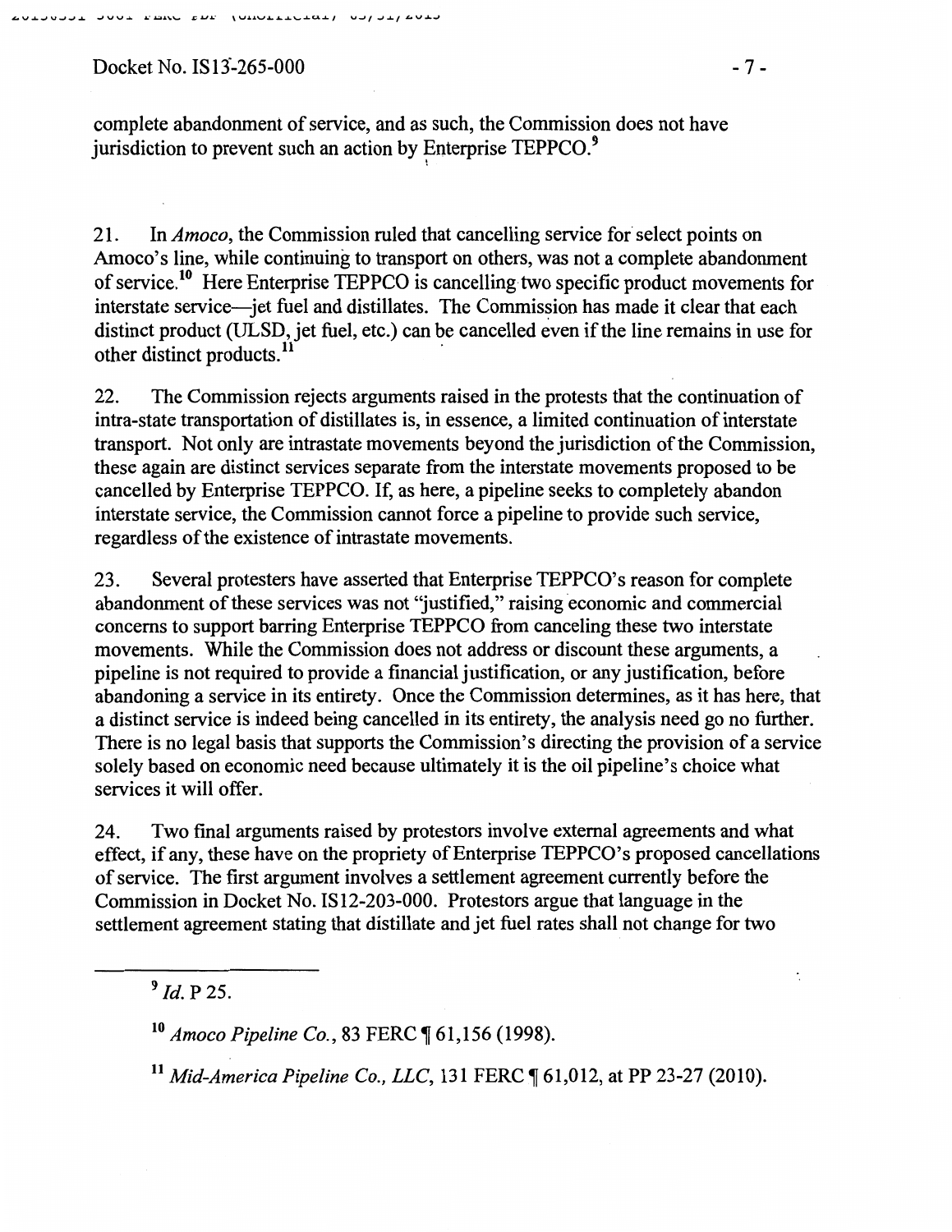complete abandonment of service, and as such, the Commission does not have jurisdiction to prevent such an action by Enterprise TEPPCO.[9]

21. In *Amoco*, the Commission ruled that cancelling service for select points on Amoco's line, while continuing to transport on others, was not a complete abandonment of service.[10] Here Enterprise TEPPCO is cancelling two specific product movements for interstate service—jet fuel and distillates. The Commission has made it clear that each distinct product (ULSD, jet fuel, etc.) can be cancelled even if the line remains in use for other distinct products.[11]

22. The Commission rejects arguments raised in the protests that the continuation of intra-state transportation of distillates is, in essence, a limited continuation of interstate transport. Not only are intrastate movements beyond the jurisdiction of the Commission, these again are distinct services separate from the interstate movements proposed to be cancelled by Enterprise TEPPCO. If, as here, a pipeline seeks to completely abandon interstate service, the Commission cannot force a pipeline to provide such service, regardless of the existence of intrastate movements.

23. Several protesters have asserted that Enterprise TEPPCO's reason for complete abandonment of these services was not "justified," raising economic and commercial concerns to support barring Enterprise TEPPCO from canceling these two interstate movements. While the Commission does not address or discount these arguments, a pipeline is not required to provide a financial justification, or any justification, before abandoning a service in its entirety. Once the Commission determines, as it has here, that a distinct service is indeed being cancelled in its entirety, the analysis need go no further. There is no legal basis that supports the Commission's directing the provision of a service solely based on economic need because ultimately it is the oil pipeline's choice what services it will offer.

24. Two final arguments raised by protestors involve external agreements and what effect, if any, these have on the propriety of Enterprise TEPPCO's proposed cancellations of service. The first argument involves a settlement agreement currently before the Commission in Docket No. IS12-203-000. Protestors argue that language in the settlement agreement stating that distillate and jet fuel rates shall not change for two

---

[9] *Id.* P 25.

[10] *Amoco Pipeline Co.*, 83 FERC ¶ 61,156 (1998).

[11] *Mid-America Pipeline Co., LLC*, 131 FERC ¶ 61,012, at PP 23-27 (2010).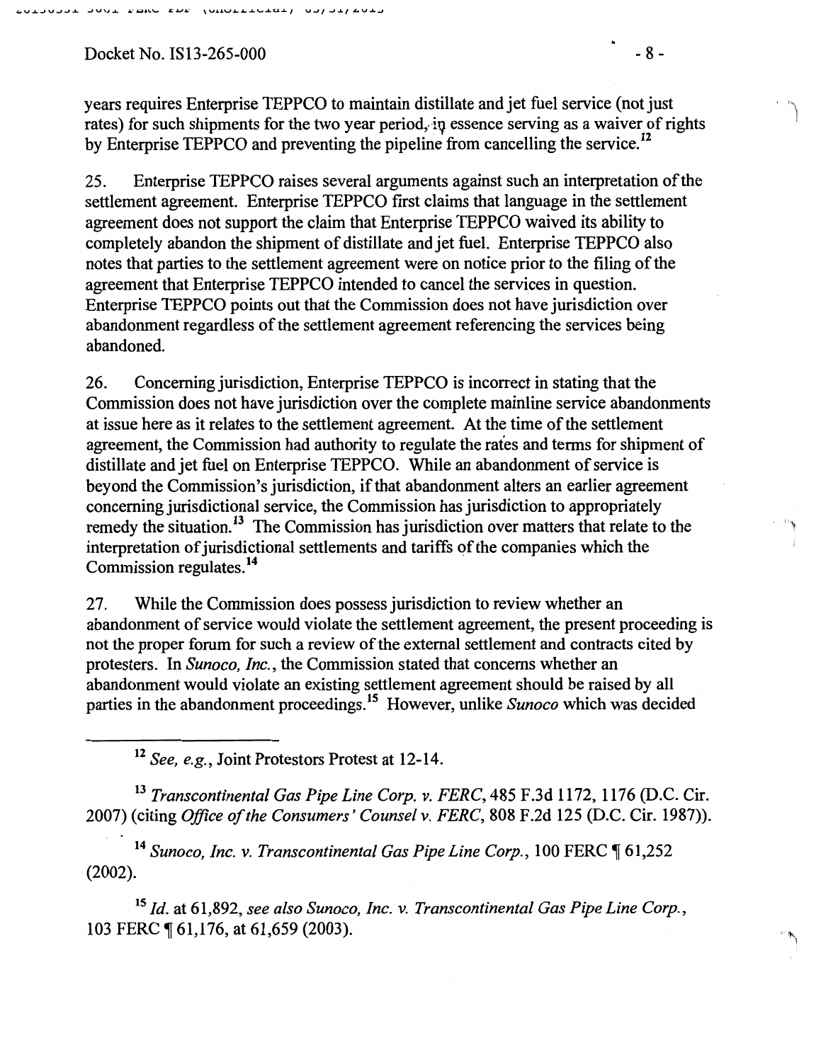years requires Enterprise TEPPCO to maintain distillate and jet fuel service (not just rates) for such shipments for the two year period, in essence serving as a waiver of rights by Enterprise TEPPCO and preventing the pipeline from cancelling the service.[12]

25. Enterprise TEPPCO raises several arguments against such an interpretation of the settlement agreement. Enterprise TEPPCO first claims that language in the settlement agreement does not support the claim that Enterprise TEPPCO waived its ability to completely abandon the shipment of distillate and jet fuel. Enterprise TEPPCO also notes that parties to the settlement agreement were on notice prior to the filing of the agreement that Enterprise TEPPCO intended to cancel the services in question. Enterprise TEPPCO points out that the Commission does not have jurisdiction over abandonment regardless of the settlement agreement referencing the services being abandoned.

26. Concerning jurisdiction, Enterprise TEPPCO is incorrect in stating that the Commission does not have jurisdiction over the complete mainline service abandonments at issue here as it relates to the settlement agreement. At the time of the settlement agreement, the Commission had authority to regulate the rates and terms for shipment of distillate and jet fuel on Enterprise TEPPCO. While an abandonment of service is beyond the Commission's jurisdiction, if that abandonment alters an earlier agreement concerning jurisdictional service, the Commission has jurisdiction to appropriately remedy the situation.[13] The Commission has jurisdiction over matters that relate to the interpretation of jurisdictional settlements and tariffs of the companies which the Commission regulates.[14]

27. While the Commission does possess jurisdiction to review whether an abandonment of service would violate the settlement agreement, the present proceeding is not the proper forum for such a review of the external settlement and contracts cited by protesters. In *Sunoco, Inc.*, the Commission stated that concerns whether an abandonment would violate an existing settlement agreement should be raised by all parties in the abandonment proceedings.[15] However, unlike *Sunoco* which was decided

---

[12] *See, e.g.*, Joint Protestors Protest at 12-14.

[13] *Transcontinental Gas Pipe Line Corp. v. FERC*, 485 F.3d 1172, 1176 (D.C. Cir. 2007) (citing *Office of the Consumers' Counsel v. FERC*, 808 F.2d 125 (D.C. Cir. 1987)).

[14] *Sunoco, Inc. v. Transcontinental Gas Pipe Line Corp.*, 100 FERC ¶ 61,252 (2002).

[15] *Id.* at 61,892, *see also Sunoco, Inc. v. Transcontinental Gas Pipe Line Corp.*, 103 FERC ¶ 61,176, at 61,659 (2003).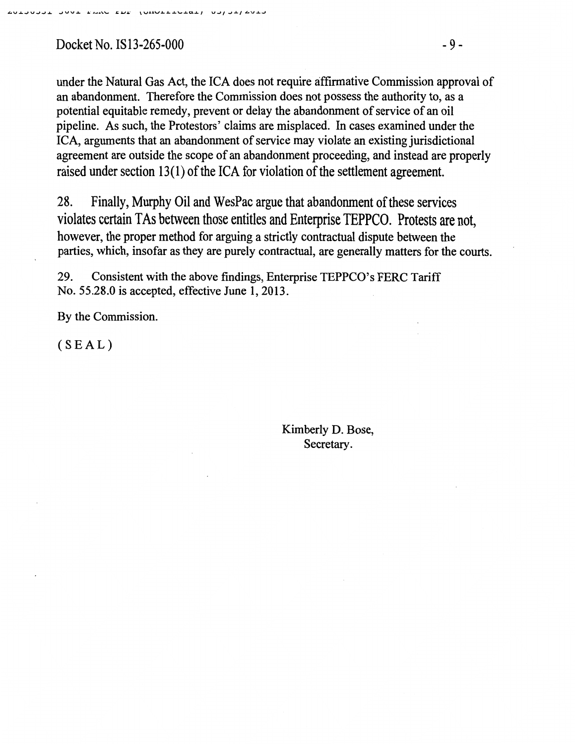under the Natural Gas Act, the ICA does not require affirmative Commission approval of an abandonment. Therefore the Commission does not possess the authority to, as a potential equitable remedy, prevent or delay the abandonment of service of an oil pipeline. As such, the Protestors' claims are misplaced. In cases examined under the ICA, arguments that an abandonment of service may violate an existing jurisdictional agreement are outside the scope of an abandonment proceeding, and instead are properly raised under section 13(1) of the ICA for violation of the settlement agreement.

28. Finally, Murphy Oil and WesPac argue that abandonment of these services violates certain TAs between those entitles and Enterprise TEPPCO. Protests are not, however, the proper method for arguing a strictly contractual dispute between the parties, which, insofar as they are purely contractual, are generally matters for the courts.

29. Consistent with the above findings, Enterprise TEPPCO's FERC Tariff No. 55.28.0 is accepted, effective June 1, 2013.

By the Commission.

( S E A L )

Kimberly D. Bose,
Secretary.